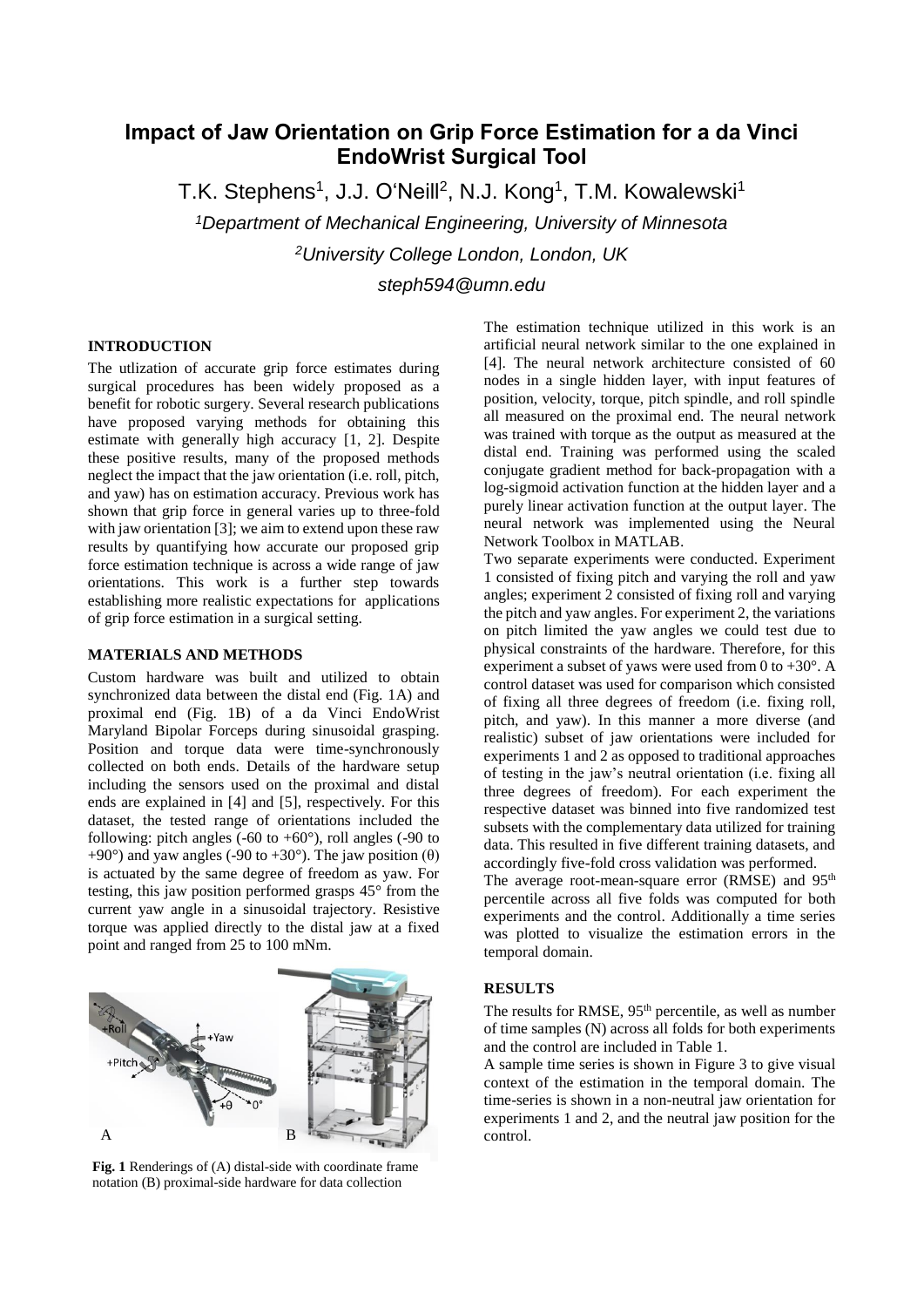# Impact of Jaw Orientation on Grip Force Estimation for a da Vinci EndoWrist Surgical Tool

T.K. Stephens[1], J.J. O'Neill[2], N.J. Kong[1], T.M. Kowalewski[1]

[1]*Department of Mechanical Engineering, University of Minnesota*

[2]*University College London, London, UK*

*steph594@umn.edu*

## INTRODUCTION

The utlization of accurate grip force estimates during surgical procedures has been widely proposed as a benefit for robotic surgery. Several research publications have proposed varying methods for obtaining this estimate with generally high accuracy [1, 2]. Despite these positive results, many of the proposed methods neglect the impact that the jaw orientation (i.e. roll, pitch, and yaw) has on estimation accuracy. Previous work has shown that grip force in general varies up to three-fold with jaw orientation [3]; we aim to extend upon these raw results by quantifying how accurate our proposed grip force estimation technique is across a wide range of jaw orientations. This work is a further step towards establishing more realistic expectations for applications of grip force estimation in a surgical setting.

## MATERIALS AND METHODS

Custom hardware was built and utilized to obtain synchronized data between the distal end (Fig. 1A) and proximal end (Fig. 1B) of a da Vinci EndoWrist Maryland Bipolar Forceps during sinusoidal grasping. Position and torque data were time-synchronously collected on both ends. Details of the hardware setup including the sensors used on the proximal and distal ends are explained in [4] and [5], respectively. For this dataset, the tested range of orientations included the following: pitch angles (-60 to +60°), roll angles (-90 to +90°) and yaw angles (-90 to +30°). The jaw position ($\theta$) is actuated by the same degree of freedom as yaw. For testing, this jaw position performed grasps 45° from the current yaw angle in a sinusoidal trajectory. Resistive torque was applied directly to the distal jaw at a fixed point and ranged from 25 to 100 mNm.

**Fig. 1** Renderings of (A) distal-side with coordinate frame notation (B) proximal-side hardware for data collection

The estimation technique utilized in this work is an artificial neural network similar to the one explained in [4]. The neural network architecture consisted of 60 nodes in a single hidden layer, with input features of position, velocity, torque, pitch spindle, and roll spindle all measured on the proximal end. The neural network was trained with torque as the output as measured at the distal end. Training was performed using the scaled conjugate gradient method for back-propagation with a log-sigmoid activation function at the hidden layer and a purely linear activation function at the output layer. The neural network was implemented using the Neural Network Toolbox in MATLAB.

Two separate experiments were conducted. Experiment 1 consisted of fixing pitch and varying the roll and yaw angles; experiment 2 consisted of fixing roll and varying the pitch and yaw angles. For experiment 2, the variations on pitch limited the yaw angles we could test due to physical constraints of the hardware. Therefore, for this experiment a subset of yaws were used from 0 to +30°. A control dataset was used for comparison which consisted of fixing all three degrees of freedom (i.e. fixing roll, pitch, and yaw). In this manner a more diverse (and realistic) subset of jaw orientations were included for experiments 1 and 2 as opposed to traditional approaches of testing in the jaw's neutral orientation (i.e. fixing all three degrees of freedom). For each experiment the respective dataset was binned into five randomized test subsets with the complementary data utilized for training data. This resulted in five different training datasets, and accordingly five-fold cross validation was performed.

The average root-mean-square error (RMSE) and 95$^{th}$ percentile across all five folds was computed for both experiments and the control. Additionally a time series was plotted to visualize the estimation errors in the temporal domain.

## RESULTS

The results for RMSE, 95$^{th}$ percentile, as well as number of time samples (N) across all folds for both experiments and the control are included in Table 1.

A sample time series is shown in Figure 3 to give visual context of the estimation in the temporal domain. The time-series is shown in a non-neutral jaw orientation for experiments 1 and 2, and the neutral jaw position for the control.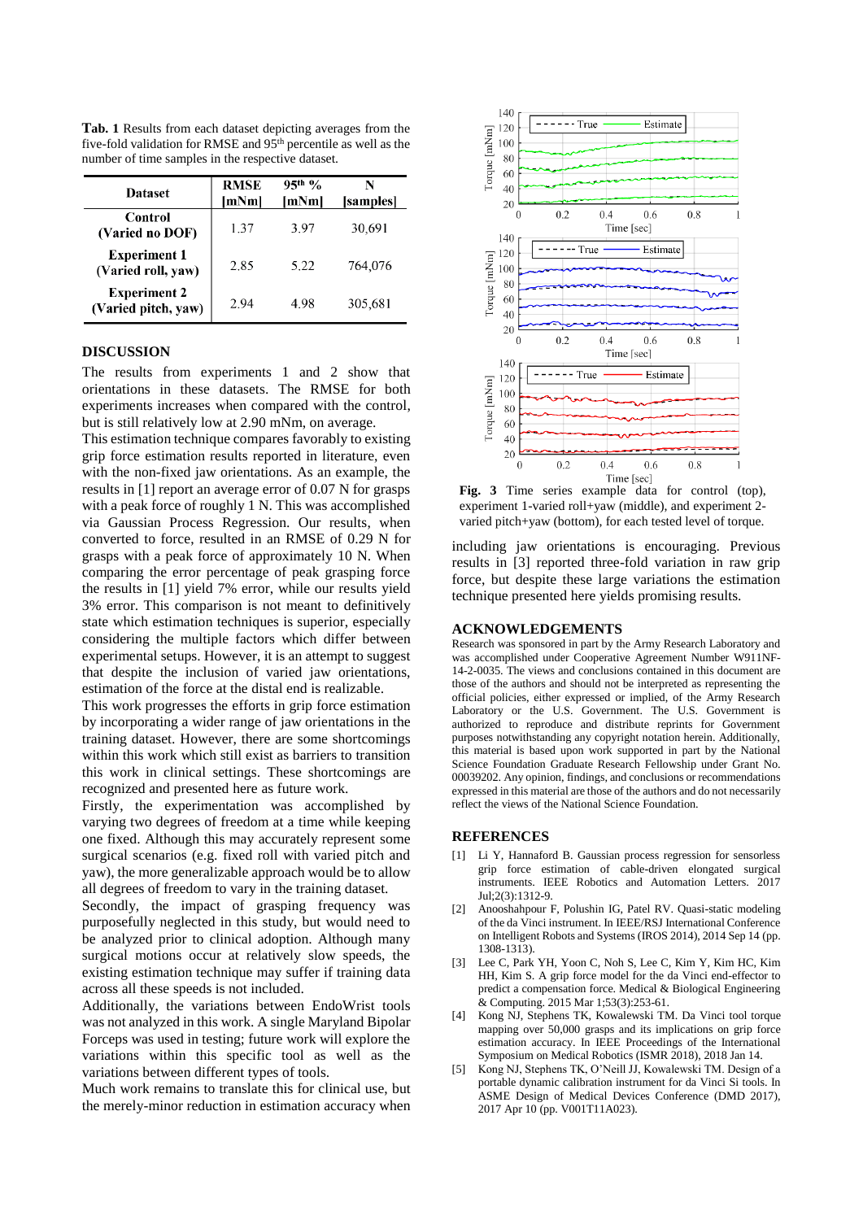**Tab. 1** Results from each dataset depicting averages from the five-fold validation for RMSE and 95th percentile as well as the number of time samples in the respective dataset.

| Dataset | RMSE [mNm] | 95th % [mNm] | N [samples] |
|---|---|---|---|
| **Control (Varied no DOF)** | 1.37 | 3.97 | 30,691 |
| **Experiment 1 (Varied roll, yaw)** | 2.85 | 5.22 | 764,076 |
| **Experiment 2 (Varied pitch, yaw)** | 2.94 | 4.98 | 305,681 |

## DISCUSSION

The results from experiments 1 and 2 show that orientations in these datasets. The RMSE for both experiments increases when compared with the control, but is still relatively low at 2.90 mNm, on average.

This estimation technique compares favorably to existing grip force estimation results reported in literature, even with the non-fixed jaw orientations. As an example, the results in [1] report an average error of 0.07 N for grasps with a peak force of roughly 1 N. This was accomplished via Gaussian Process Regression. Our results, when converted to force, resulted in an RMSE of 0.29 N for grasps with a peak force of approximately 10 N. When comparing the error percentage of peak grasping force the results in [1] yield 7% error, while our results yield 3% error. This comparison is not meant to definitively state which estimation techniques is superior, especially considering the multiple factors which differ between experimental setups. However, it is an attempt to suggest that despite the inclusion of varied jaw orientations, estimation of the force at the distal end is realizable.

This work progresses the efforts in grip force estimation by incorporating a wider range of jaw orientations in the training dataset. However, there are some shortcomings within this work which still exist as barriers to transition this work in clinical settings. These shortcomings are recognized and presented here as future work.

Firstly, the experimentation was accomplished by varying two degrees of freedom at a time while keeping one fixed. Although this may accurately represent some surgical scenarios (e.g. fixed roll with varied pitch and yaw), the more generalizable approach would be to allow all degrees of freedom to vary in the training dataset.

Secondly, the impact of grasping frequency was purposefully neglected in this study, but would need to be analyzed prior to clinical adoption. Although many surgical motions occur at relatively slow speeds, the existing estimation technique may suffer if training data across all these speeds is not included.

Additionally, the variations between EndoWrist tools was not analyzed in this work. A single Maryland Bipolar Forceps was used in testing; future work will explore the variations within this specific tool as well as the variations between different types of tools.

Much work remains to translate this for clinical use, but the merely-minor reduction in estimation accuracy when including jaw orientations is encouraging. Previous results in [3] reported three-fold variation in raw grip force, but despite these large variations the estimation technique presented here yields promising results.

140
120
100
80
60
40
20
Torque [mNm]
True
Estimate
0 0.2 0.4 0.6 0.8 1
Time [sec]

140
120
100
80
60
40
20
Torque [mNm]
True
Estimate
0 0.2 0.4 0.6 0.8 1
Time [sec]

140
120
100
80
60
40
20
Torque [mNm]
True
Estimate
0 0.2 0.4 0.6 0.8 1
Time [sec]

**Fig. 3** Time series example data for control (top), experiment 1-varied roll+yaw (middle), and experiment 2-varied pitch+yaw (bottom), for each tested level of torque.

## ACKNOWLEDGEMENTS

Research was sponsored in part by the Army Research Laboratory and was accomplished under Cooperative Agreement Number W911NF-14-2-0035. The views and conclusions contained in this document are those of the authors and should not be interpreted as representing the official policies, either expressed or implied, of the Army Research Laboratory or the U.S. Government. The U.S. Government is authorized to reproduce and distribute reprints for Government purposes notwithstanding any copyright notation herein. Additionally, this material is based upon work supported in part by the National Science Foundation Graduate Research Fellowship under Grant No. 00039202. Any opinion, findings, and conclusions or recommendations expressed in this material are those of the authors and do not necessarily reflect the views of the National Science Foundation.

## REFERENCES

[1] Li Y, Hannaford B. Gaussian process regression for sensorless grip force estimation of cable-driven elongated surgical instruments. IEEE Robotics and Automation Letters. 2017 Jul;2(3):1312-9.

[2] Anooshahpour F, Polushin IG, Patel RV. Quasi-static modeling of the da Vinci instrument. In IEEE/RSJ International Conference on Intelligent Robots and Systems (IROS 2014), 2014 Sep 14 (pp. 1308-1313).

[3] Lee C, Park YH, Yoon C, Noh S, Lee C, Kim Y, Kim HC, Kim HH, Kim S. A grip force model for the da Vinci end-effector to predict a compensation force. Medical & Biological Engineering & Computing. 2015 Mar 1;53(3):253-61.

[4] Kong NJ, Stephens TK, Kowalewski TM. Da Vinci tool torque mapping over 50,000 grasps and its implications on grip force estimation accuracy. In IEEE Proceedings of the International Symposium on Medical Robotics (ISMR 2018), 2018 Jan 14.

[5] Kong NJ, Stephens TK, O'Neill JJ, Kowalewski TM. Design of a portable dynamic calibration instrument for da Vinci Si tools. In ASME Design of Medical Devices Conference (DMD 2017), 2017 Apr 10 (pp. V001T11A023).